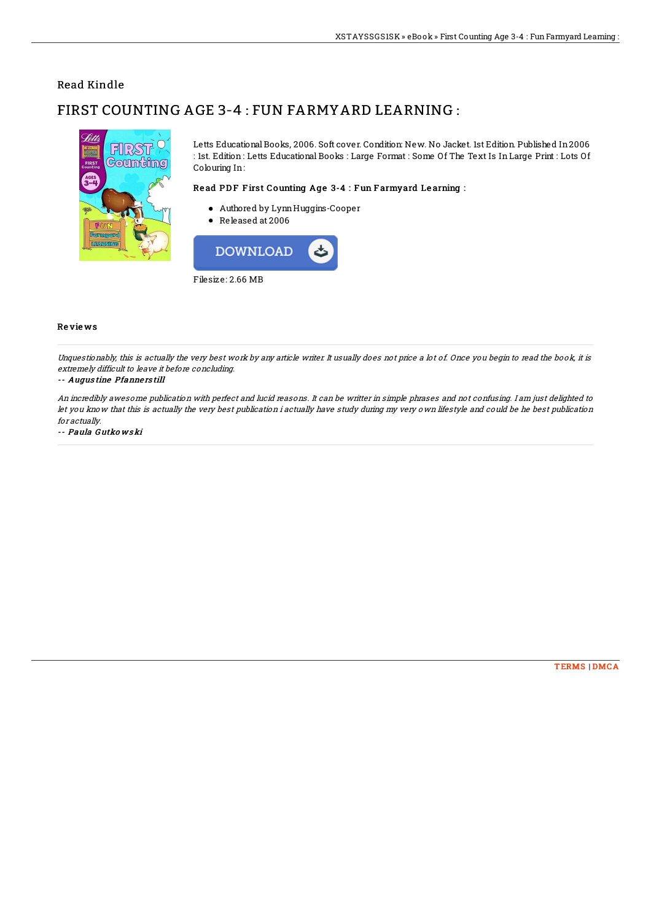Read Kindle

# FIRST COUNTING AGE 3-4 : FUN FARMYARD LEARNING :

Letts Educational Books, 2006. Soft cover. Condition: New. No Jacket. 1st Edition. Published In 2006 : 1st. Edition : Letts Educational Books : Large Format : Some Of The Text Is In Large Print : Lots Of Colouring In :

### Read PDF First Counting Age 3-4 : Fun Farmyard Learning :

- Authored by Lynn Huggins-Cooper
- Released at 2006

DOWNLOAD

Filesize: 2.66 MB

### Reviews

*Unquestionably, this is actually the very best work by any article writer. It usually does not price a lot of. Once you begin to read the book, it is extremely difficult to leave it before concluding.*

-- *Augustine Pfannerstill*

*An incredibly awesome publication with perfect and lucid reasons. It can be writter in simple phrases and not confusing. I am just delighted to let you know that this is actually the very best publication i actually have study during my very own lifestyle and could be he best publication for actually.*

-- *Paula Gutkowski*

TERMS | DMCA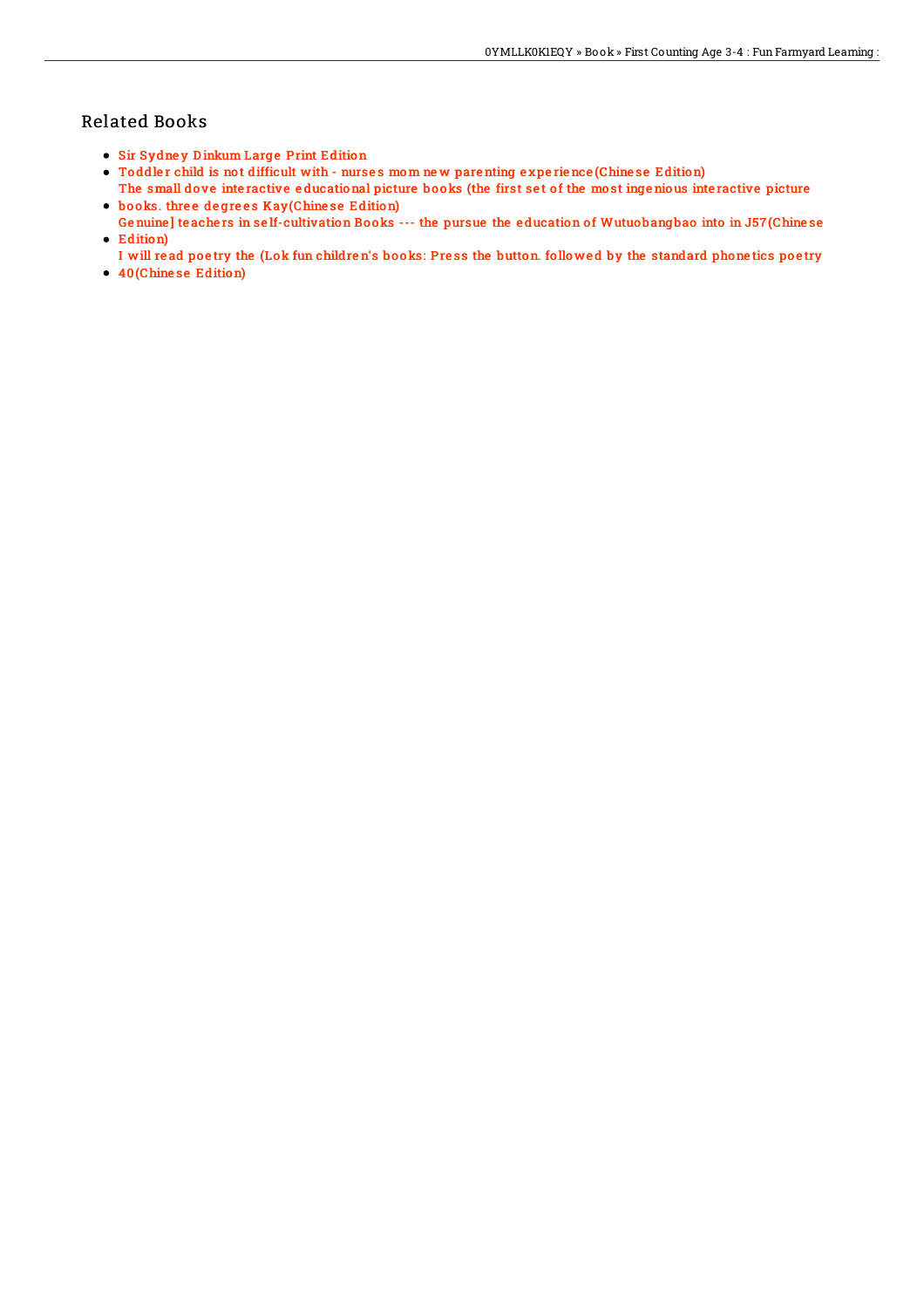## Related Books

- Sir Sydney Dinkum Large Print Edition
- Toddler child is not difficult with - nurses mom new parenting experience(Chinese Edition)
- The small dove interactive educational picture books (the first set of the most ingenious interactive picture books. three degrees Kay(Chinese Edition)
- Genuine] teachers in self-cultivation Books --- the pursue the education of Wutuobangbao into in J57(Chinese Edition)
- I will read poetry the (Lok fun children's books: Press the button. followed by the standard phonetics poetry 40(Chinese Edition)